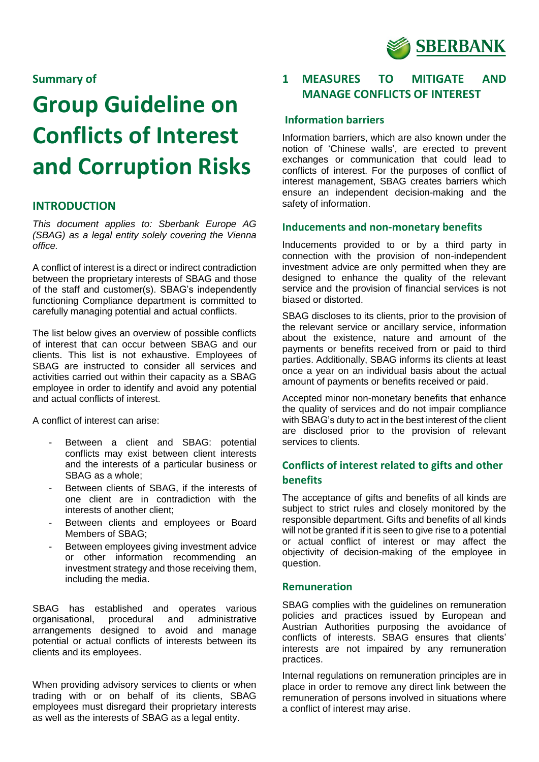Summary of

# Group Guideline on Conflicts of Interest and Corruption Risks

## INTRODUCTION

*This document applies to: Sberbank Europe AG (SBAG) as a legal entity solely covering the Vienna office.*

A conflict of interest is a direct or indirect contradiction between the proprietary interests of SBAG and those of the staff and customer(s). SBAG's independently functioning Compliance department is committed to carefully managing potential and actual conflicts.

The list below gives an overview of possible conflicts of interest that can occur between SBAG and our clients. This list is not exhaustive. Employees of SBAG are instructed to consider all services and activities carried out within their capacity as a SBAG employee in order to identify and avoid any potential and actual conflicts of interest.

A conflict of interest can arise:

- Between a client and SBAG: potential conflicts may exist between client interests and the interests of a particular business or SBAG as a whole;
- Between clients of SBAG, if the interests of one client are in contradiction with the interests of another client;
- Between clients and employees or Board Members of SBAG;
- Between employees giving investment advice or other information recommending an investment strategy and those receiving them, including the media.

SBAG has established and operates various organisational, procedural and administrative arrangements designed to avoid and manage potential or actual conflicts of interests between its clients and its employees.

When providing advisory services to clients or when trading with or on behalf of its clients, SBAG employees must disregard their proprietary interests as well as the interests of SBAG as a legal entity.

## 1 MEASURES TO MITIGATE AND MANAGE CONFLICTS OF INTEREST

### Information barriers

Information barriers, which are also known under the notion of 'Chinese walls', are erected to prevent exchanges or communication that could lead to conflicts of interest. For the purposes of conflict of interest management, SBAG creates barriers which ensure an independent decision-making and the safety of information.

### Inducements and non-monetary benefits

Inducements provided to or by a third party in connection with the provision of non-independent investment advice are only permitted when they are designed to enhance the quality of the relevant service and the provision of financial services is not biased or distorted.

SBAG discloses to its clients, prior to the provision of the relevant service or ancillary service, information about the existence, nature and amount of the payments or benefits received from or paid to third parties. Additionally, SBAG informs its clients at least once a year on an individual basis about the actual amount of payments or benefits received or paid.

Accepted minor non-monetary benefits that enhance the quality of services and do not impair compliance with SBAG's duty to act in the best interest of the client are disclosed prior to the provision of relevant services to clients.

### Conflicts of interest related to gifts and other benefits

The acceptance of gifts and benefits of all kinds are subject to strict rules and closely monitored by the responsible department. Gifts and benefits of all kinds will not be granted if it is seen to give rise to a potential or actual conflict of interest or may affect the objectivity of decision-making of the employee in question.

### Remuneration

SBAG complies with the guidelines on remuneration policies and practices issued by European and Austrian Authorities purposing the avoidance of conflicts of interests. SBAG ensures that clients' interests are not impaired by any remuneration practices.

Internal regulations on remuneration principles are in place in order to remove any direct link between the remuneration of persons involved in situations where a conflict of interest may arise.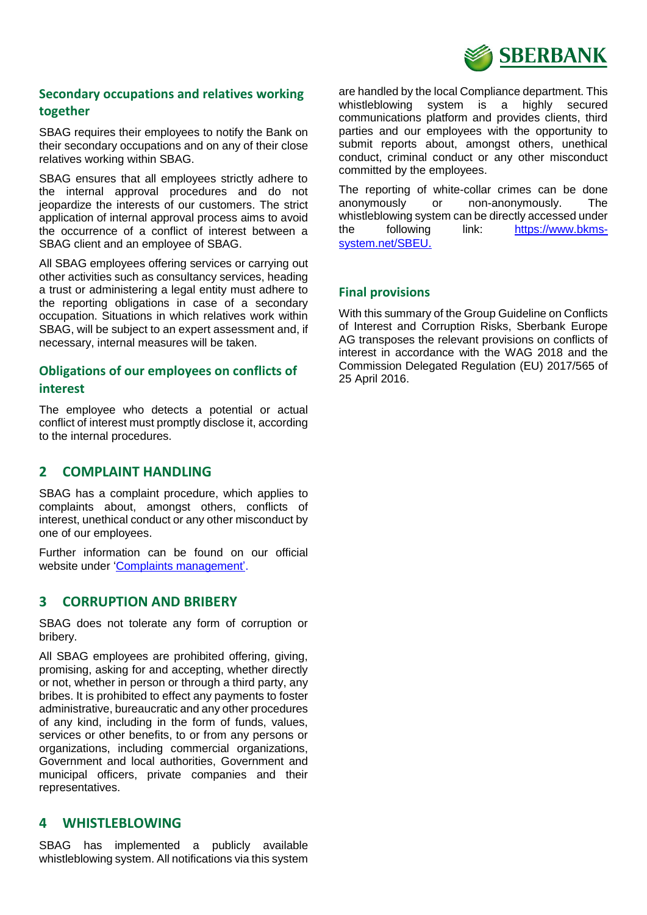### Secondary occupations and relatives working together

SBAG requires their employees to notify the Bank on their secondary occupations and on any of their close relatives working within SBAG.

SBAG ensures that all employees strictly adhere to the internal approval procedures and do not jeopardize the interests of our customers. The strict application of internal approval process aims to avoid the occurrence of a conflict of interest between a SBAG client and an employee of SBAG.

All SBAG employees offering services or carrying out other activities such as consultancy services, heading a trust or administering a legal entity must adhere to the reporting obligations in case of a secondary occupation. Situations in which relatives work within SBAG, will be subject to an expert assessment and, if necessary, internal measures will be taken.

### Obligations of our employees on conflicts of interest

The employee who detects a potential or actual conflict of interest must promptly disclose it, according to the internal procedures.

## 2 COMPLAINT HANDLING

SBAG has a complaint procedure, which applies to complaints about, amongst others, conflicts of interest, unethical conduct or any other misconduct by one of our employees.

Further information can be found on our official website under 'Complaints management'.

## 3 CORRUPTION AND BRIBERY

SBAG does not tolerate any form of corruption or bribery.

All SBAG employees are prohibited offering, giving, promising, asking for and accepting, whether directly or not, whether in person or through a third party, any bribes. It is prohibited to effect any payments to foster administrative, bureaucratic and any other procedures of any kind, including in the form of funds, values, services or other benefits, to or from any persons or organizations, including commercial organizations, Government and local authorities, Government and municipal officers, private companies and their representatives.

## 4 WHISTLEBLOWING

SBAG has implemented a publicly available whistleblowing system. All notifications via this system are handled by the local Compliance department. This whistleblowing system is a highly secured communications platform and provides clients, third parties and our employees with the opportunity to submit reports about, amongst others, unethical conduct, criminal conduct or any other misconduct committed by the employees.

The reporting of white-collar crimes can be done anonymously or non-anonymously. The whistleblowing system can be directly accessed under the following link: https://www.bkms-system.net/SBEU.

### Final provisions

With this summary of the Group Guideline on Conflicts of Interest and Corruption Risks, Sberbank Europe AG transposes the relevant provisions on conflicts of interest in accordance with the WAG 2018 and the Commission Delegated Regulation (EU) 2017/565 of 25 April 2016.